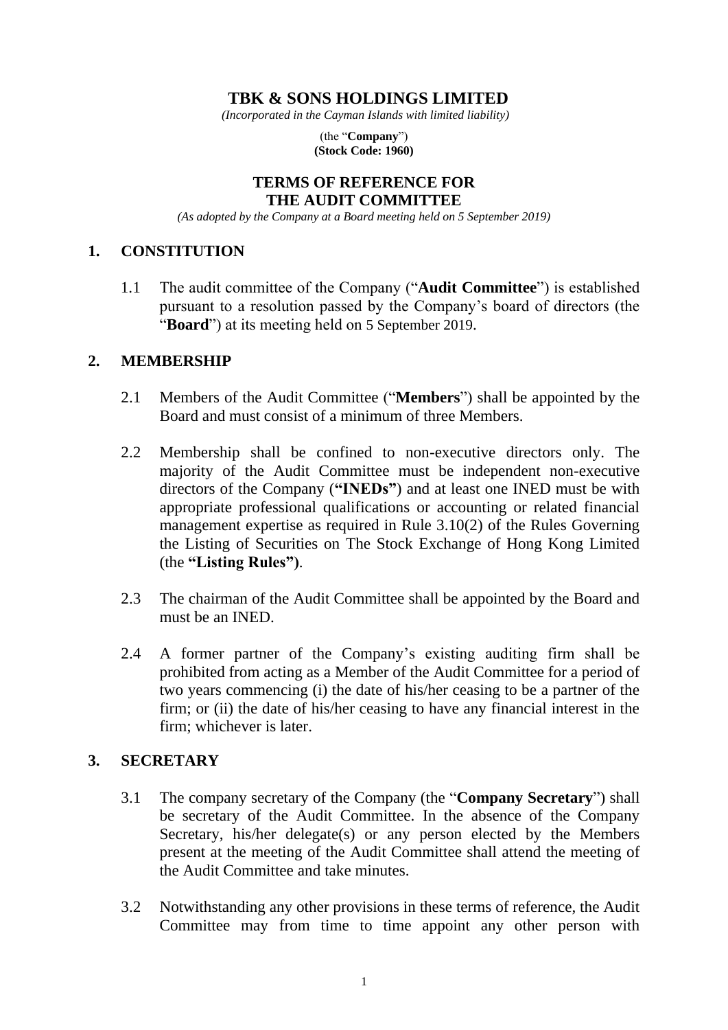# TBK & SONS HOLDINGS LIMITED

*(Incorporated in the Cayman Islands with limited liability)*

(the "**Company**")
**(Stock Code: 1960)**

## TERMS OF REFERENCE FOR THE AUDIT COMMITTEE

*(As adopted by the Company at a Board meeting held on 5 September 2019)*

### 1. CONSTITUTION

1.1 The audit committee of the Company ("**Audit Committee**") is established pursuant to a resolution passed by the Company's board of directors (the "**Board**") at its meeting held on 5 September 2019.

### 2. MEMBERSHIP

2.1 Members of the Audit Committee ("**Members**") shall be appointed by the Board and must consist of a minimum of three Members.

2.2 Membership shall be confined to non-executive directors only. The majority of the Audit Committee must be independent non-executive directors of the Company (**"INEDs"**) and at least one INED must be with appropriate professional qualifications or accounting or related financial management expertise as required in Rule 3.10(2) of the Rules Governing the Listing of Securities on The Stock Exchange of Hong Kong Limited (the **"Listing Rules")**.

2.3 The chairman of the Audit Committee shall be appointed by the Board and must be an INED.

2.4 A former partner of the Company's existing auditing firm shall be prohibited from acting as a Member of the Audit Committee for a period of two years commencing (i) the date of his/her ceasing to be a partner of the firm; or (ii) the date of his/her ceasing to have any financial interest in the firm; whichever is later.

### 3. SECRETARY

3.1 The company secretary of the Company (the "**Company Secretary**") shall be secretary of the Audit Committee. In the absence of the Company Secretary, his/her delegate(s) or any person elected by the Members present at the meeting of the Audit Committee shall attend the meeting of the Audit Committee and take minutes.

3.2 Notwithstanding any other provisions in these terms of reference, the Audit Committee may from time to time appoint any other person with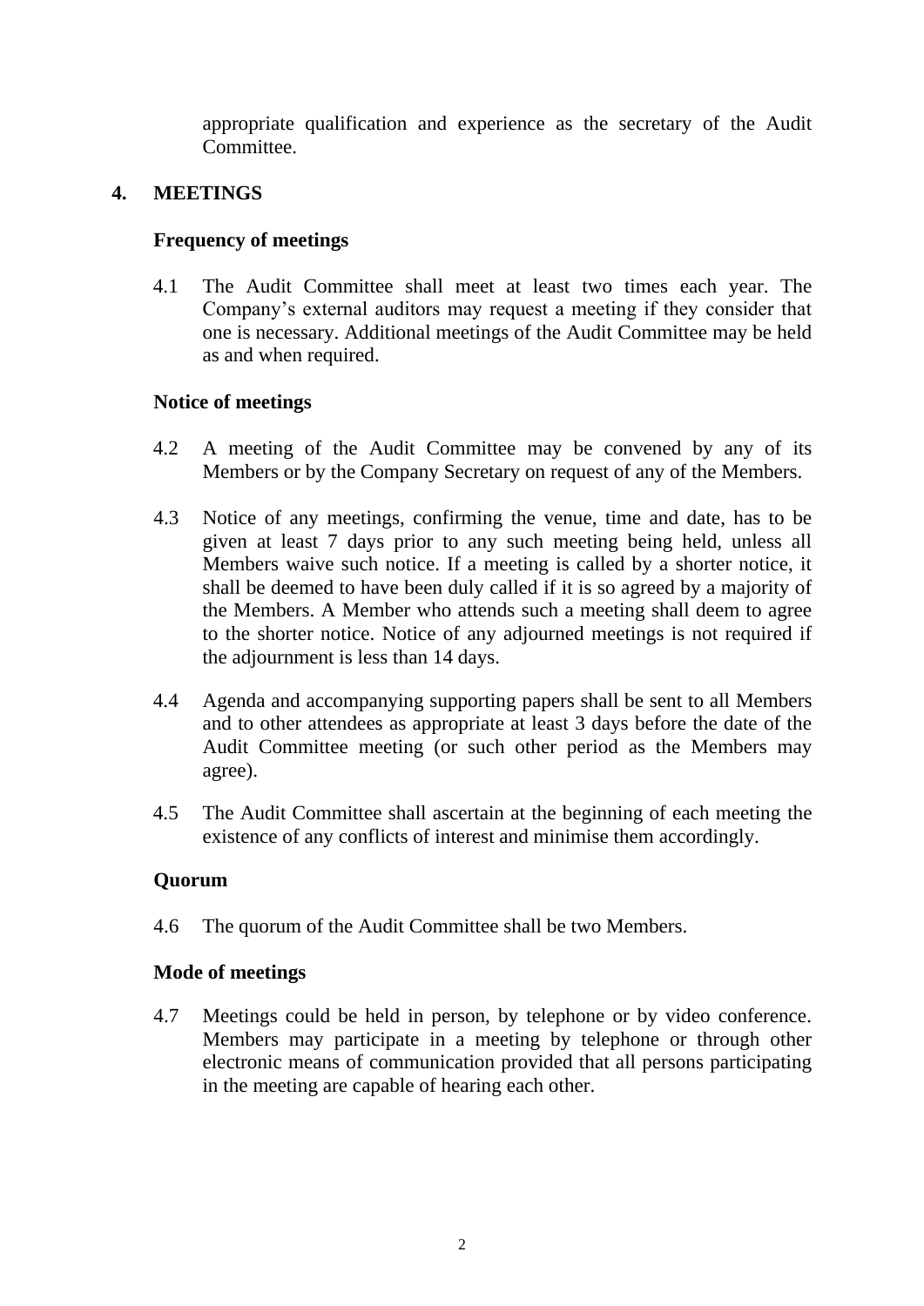appropriate qualification and experience as the secretary of the Audit Committee.

## 4. MEETINGS

### Frequency of meetings

4.1 The Audit Committee shall meet at least two times each year. The Company's external auditors may request a meeting if they consider that one is necessary. Additional meetings of the Audit Committee may be held as and when required.

### Notice of meetings

4.2 A meeting of the Audit Committee may be convened by any of its Members or by the Company Secretary on request of any of the Members.

4.3 Notice of any meetings, confirming the venue, time and date, has to be given at least 7 days prior to any such meeting being held, unless all Members waive such notice. If a meeting is called by a shorter notice, it shall be deemed to have been duly called if it is so agreed by a majority of the Members. A Member who attends such a meeting shall deem to agree to the shorter notice. Notice of any adjourned meetings is not required if the adjournment is less than 14 days.

4.4 Agenda and accompanying supporting papers shall be sent to all Members and to other attendees as appropriate at least 3 days before the date of the Audit Committee meeting (or such other period as the Members may agree).

4.5 The Audit Committee shall ascertain at the beginning of each meeting the existence of any conflicts of interest and minimise them accordingly.

### Quorum

4.6 The quorum of the Audit Committee shall be two Members.

### Mode of meetings

4.7 Meetings could be held in person, by telephone or by video conference. Members may participate in a meeting by telephone or through other electronic means of communication provided that all persons participating in the meeting are capable of hearing each other.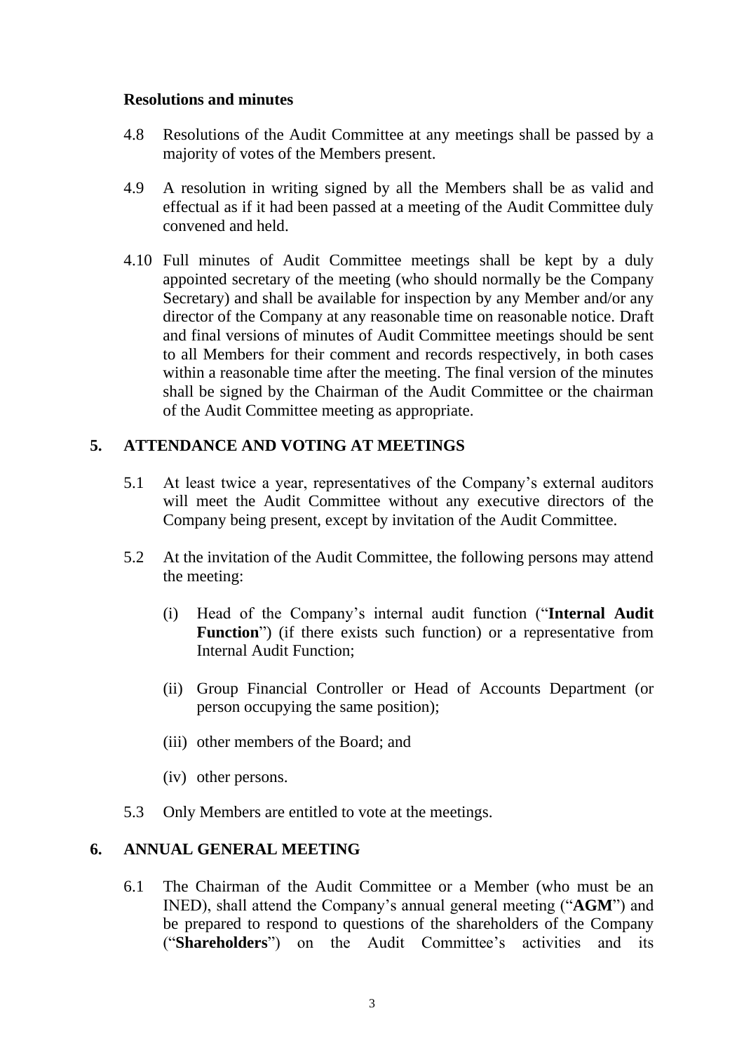### Resolutions and minutes

4.8 Resolutions of the Audit Committee at any meetings shall be passed by a majority of votes of the Members present.

4.9 A resolution in writing signed by all the Members shall be as valid and effectual as if it had been passed at a meeting of the Audit Committee duly convened and held.

4.10 Full minutes of Audit Committee meetings shall be kept by a duly appointed secretary of the meeting (who should normally be the Company Secretary) and shall be available for inspection by any Member and/or any director of the Company at any reasonable time on reasonable notice. Draft and final versions of minutes of Audit Committee meetings should be sent to all Members for their comment and records respectively, in both cases within a reasonable time after the meeting. The final version of the minutes shall be signed by the Chairman of the Audit Committee or the chairman of the Audit Committee meeting as appropriate.

## 5. ATTENDANCE AND VOTING AT MEETINGS

5.1 At least twice a year, representatives of the Company's external auditors will meet the Audit Committee without any executive directors of the Company being present, except by invitation of the Audit Committee.

5.2 At the invitation of the Audit Committee, the following persons may attend the meeting:

(i) Head of the Company's internal audit function ("**Internal Audit Function**") (if there exists such function) or a representative from Internal Audit Function;

(ii) Group Financial Controller or Head of Accounts Department (or person occupying the same position);

(iii) other members of the Board; and

(iv) other persons.

5.3 Only Members are entitled to vote at the meetings.

## 6. ANNUAL GENERAL MEETING

6.1 The Chairman of the Audit Committee or a Member (who must be an INED), shall attend the Company's annual general meeting ("**AGM**") and be prepared to respond to questions of the shareholders of the Company ("**Shareholders**") on the Audit Committee's activities and its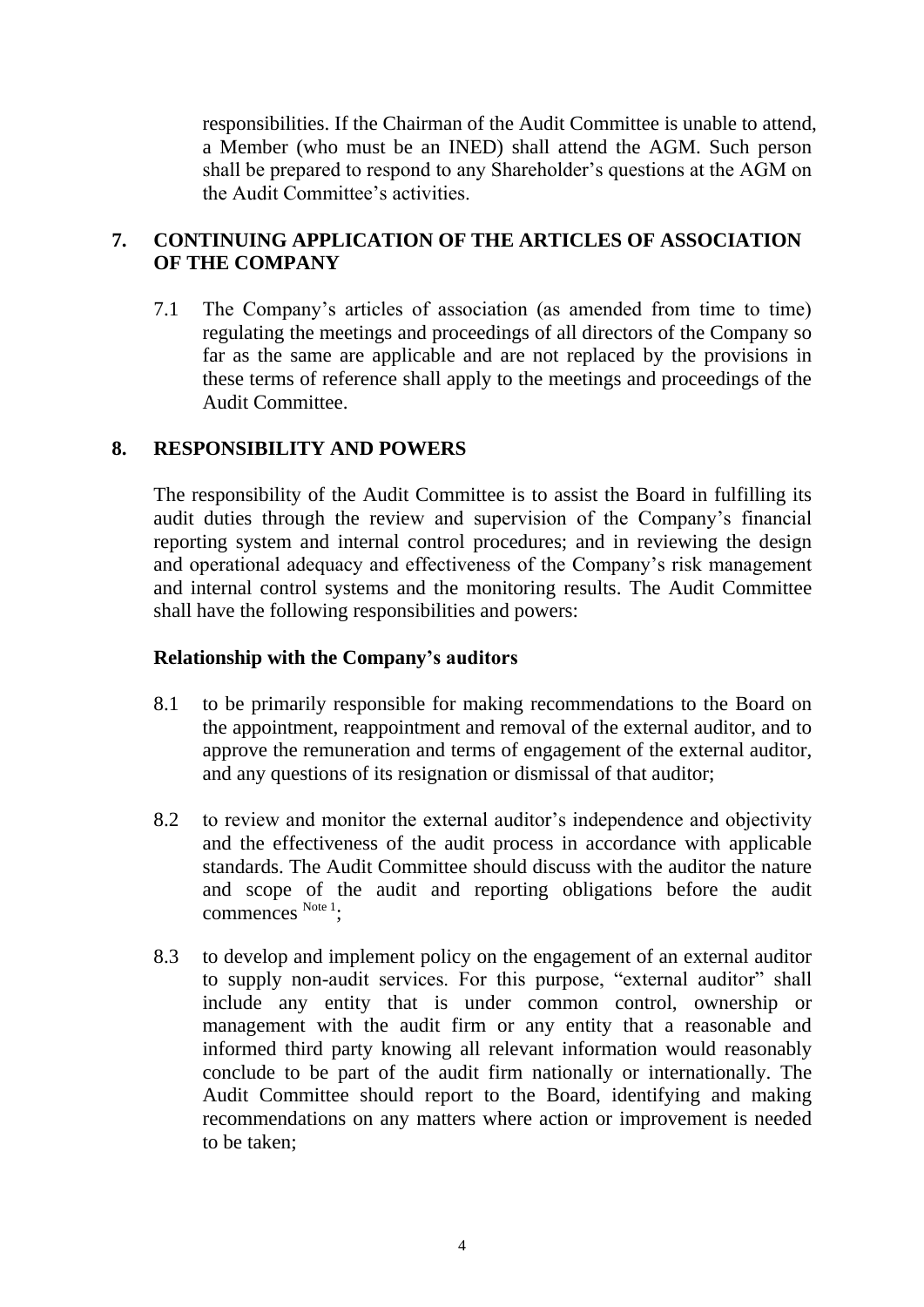responsibilities. If the Chairman of the Audit Committee is unable to attend, a Member (who must be an INED) shall attend the AGM. Such person shall be prepared to respond to any Shareholder's questions at the AGM on the Audit Committee's activities.

## 7. CONTINUING APPLICATION OF THE ARTICLES OF ASSOCIATION OF THE COMPANY

7.1 The Company's articles of association (as amended from time to time) regulating the meetings and proceedings of all directors of the Company so far as the same are applicable and are not replaced by the provisions in these terms of reference shall apply to the meetings and proceedings of the Audit Committee.

## 8. RESPONSIBILITY AND POWERS

The responsibility of the Audit Committee is to assist the Board in fulfilling its audit duties through the review and supervision of the Company's financial reporting system and internal control procedures; and in reviewing the design and operational adequacy and effectiveness of the Company's risk management and internal control systems and the monitoring results. The Audit Committee shall have the following responsibilities and powers:

### Relationship with the Company's auditors

8.1 to be primarily responsible for making recommendations to the Board on the appointment, reappointment and removal of the external auditor, and to approve the remuneration and terms of engagement of the external auditor, and any questions of its resignation or dismissal of that auditor;

8.2 to review and monitor the external auditor's independence and objectivity and the effectiveness of the audit process in accordance with applicable standards. The Audit Committee should discuss with the auditor the nature and scope of the audit and reporting obligations before the audit commences [Note 1];

8.3 to develop and implement policy on the engagement of an external auditor to supply non-audit services. For this purpose, "external auditor" shall include any entity that is under common control, ownership or management with the audit firm or any entity that a reasonable and informed third party knowing all relevant information would reasonably conclude to be part of the audit firm nationally or internationally. The Audit Committee should report to the Board, identifying and making recommendations on any matters where action or improvement is needed to be taken;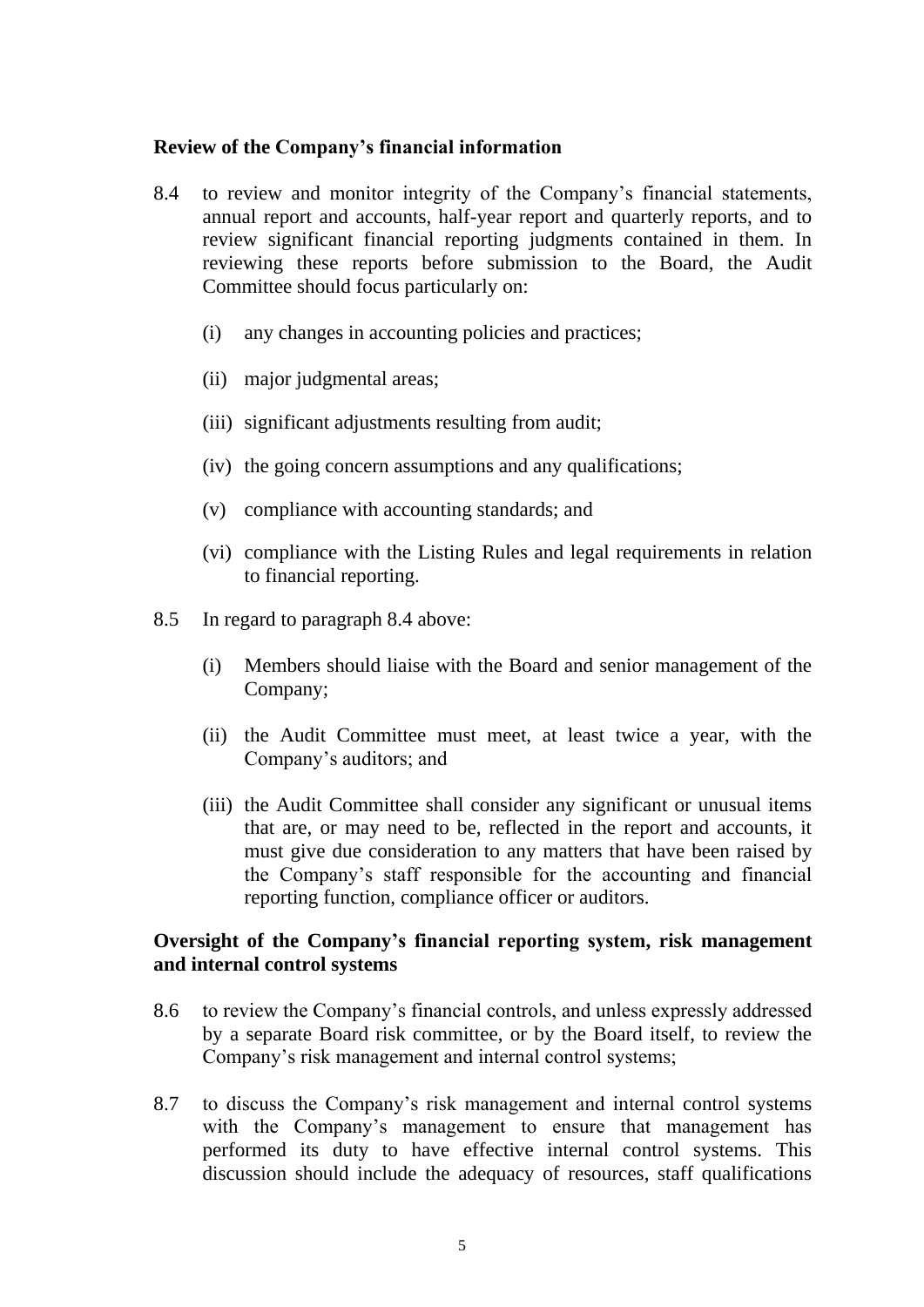**Review of the Company's financial information**

8.4 to review and monitor integrity of the Company's financial statements, annual report and accounts, half-year report and quarterly reports, and to review significant financial reporting judgments contained in them. In reviewing these reports before submission to the Board, the Audit Committee should focus particularly on:

  (i) any changes in accounting policies and practices;

  (ii) major judgmental areas;

  (iii) significant adjustments resulting from audit;

  (iv) the going concern assumptions and any qualifications;

  (v) compliance with accounting standards; and

  (vi) compliance with the Listing Rules and legal requirements in relation to financial reporting.

8.5 In regard to paragraph 8.4 above:

  (i) Members should liaise with the Board and senior management of the Company;

  (ii) the Audit Committee must meet, at least twice a year, with the Company's auditors; and

  (iii) the Audit Committee shall consider any significant or unusual items that are, or may need to be, reflected in the report and accounts, it must give due consideration to any matters that have been raised by the Company's staff responsible for the accounting and financial reporting function, compliance officer or auditors.

**Oversight of the Company's financial reporting system, risk management and internal control systems**

8.6 to review the Company's financial controls, and unless expressly addressed by a separate Board risk committee, or by the Board itself, to review the Company's risk management and internal control systems;

8.7 to discuss the Company's risk management and internal control systems with the Company's management to ensure that management has performed its duty to have effective internal control systems. This discussion should include the adequacy of resources, staff qualifications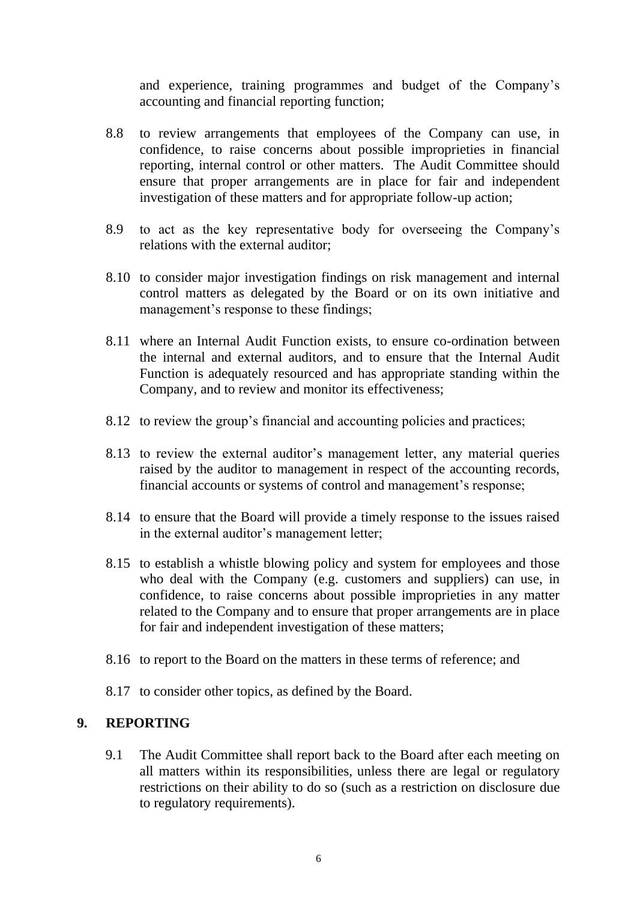and experience, training programmes and budget of the Company's accounting and financial reporting function;

8.8 to review arrangements that employees of the Company can use, in confidence, to raise concerns about possible improprieties in financial reporting, internal control or other matters. The Audit Committee should ensure that proper arrangements are in place for fair and independent investigation of these matters and for appropriate follow-up action;

8.9 to act as the key representative body for overseeing the Company's relations with the external auditor;

8.10 to consider major investigation findings on risk management and internal control matters as delegated by the Board or on its own initiative and management's response to these findings;

8.11 where an Internal Audit Function exists, to ensure co-ordination between the internal and external auditors, and to ensure that the Internal Audit Function is adequately resourced and has appropriate standing within the Company, and to review and monitor its effectiveness;

8.12 to review the group's financial and accounting policies and practices;

8.13 to review the external auditor's management letter, any material queries raised by the auditor to management in respect of the accounting records, financial accounts or systems of control and management's response;

8.14 to ensure that the Board will provide a timely response to the issues raised in the external auditor's management letter;

8.15 to establish a whistle blowing policy and system for employees and those who deal with the Company (e.g. customers and suppliers) can use, in confidence, to raise concerns about possible improprieties in any matter related to the Company and to ensure that proper arrangements are in place for fair and independent investigation of these matters;

8.16 to report to the Board on the matters in these terms of reference; and

8.17 to consider other topics, as defined by the Board.

## 9. REPORTING

9.1 The Audit Committee shall report back to the Board after each meeting on all matters within its responsibilities, unless there are legal or regulatory restrictions on their ability to do so (such as a restriction on disclosure due to regulatory requirements).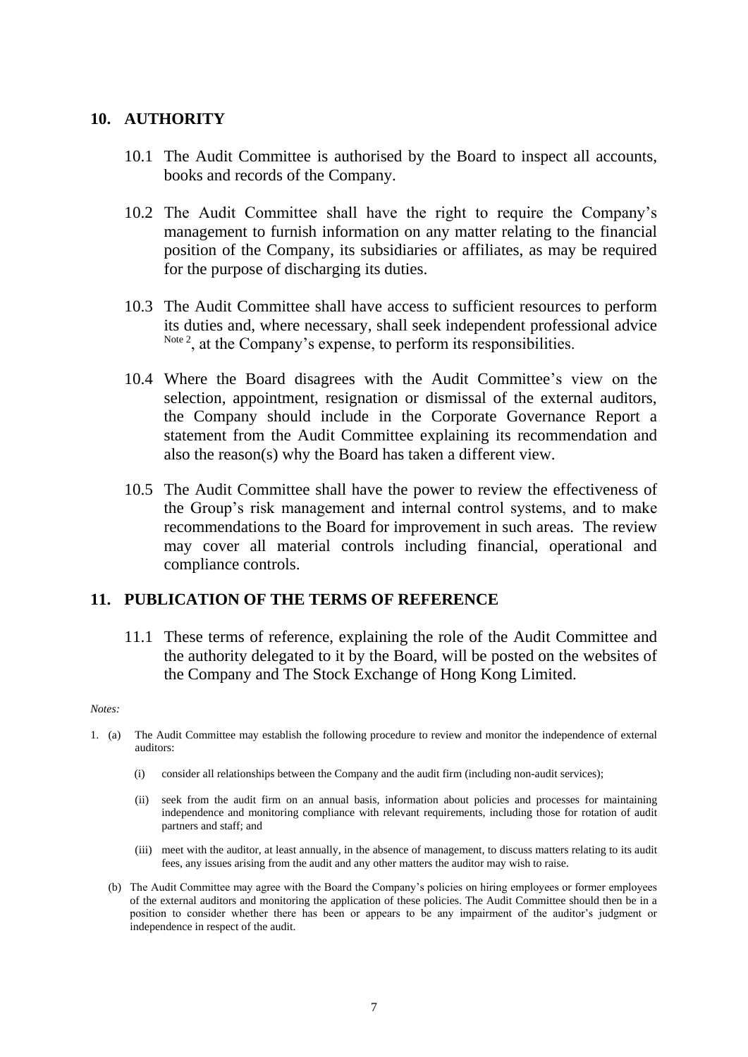## 10. AUTHORITY

10.1 The Audit Committee is authorised by the Board to inspect all accounts, books and records of the Company.

10.2 The Audit Committee shall have the right to require the Company's management to furnish information on any matter relating to the financial position of the Company, its subsidiaries or affiliates, as may be required for the purpose of discharging its duties.

10.3 The Audit Committee shall have access to sufficient resources to perform its duties and, where necessary, shall seek independent professional advice [Note 2], at the Company's expense, to perform its responsibilities.

10.4 Where the Board disagrees with the Audit Committee's view on the selection, appointment, resignation or dismissal of the external auditors, the Company should include in the Corporate Governance Report a statement from the Audit Committee explaining its recommendation and also the reason(s) why the Board has taken a different view.

10.5 The Audit Committee shall have the power to review the effectiveness of the Group's risk management and internal control systems, and to make recommendations to the Board for improvement in such areas. The review may cover all material controls including financial, operational and compliance controls.

## 11. PUBLICATION OF THE TERMS OF REFERENCE

11.1 These terms of reference, explaining the role of the Audit Committee and the authority delegated to it by the Board, will be posted on the websites of the Company and The Stock Exchange of Hong Kong Limited.

*Notes:*

1. (a) The Audit Committee may establish the following procedure to review and monitor the independence of external auditors:

    (i) consider all relationships between the Company and the audit firm (including non-audit services);

    (ii) seek from the audit firm on an annual basis, information about policies and processes for maintaining independence and monitoring compliance with relevant requirements, including those for rotation of audit partners and staff; and

    (iii) meet with the auditor, at least annually, in the absence of management, to discuss matters relating to its audit fees, any issues arising from the audit and any other matters the auditor may wish to raise.

   (b) The Audit Committee may agree with the Board the Company's policies on hiring employees or former employees of the external auditors and monitoring the application of these policies. The Audit Committee should then be in a position to consider whether there has been or appears to be any impairment of the auditor's judgment or independence in respect of the audit.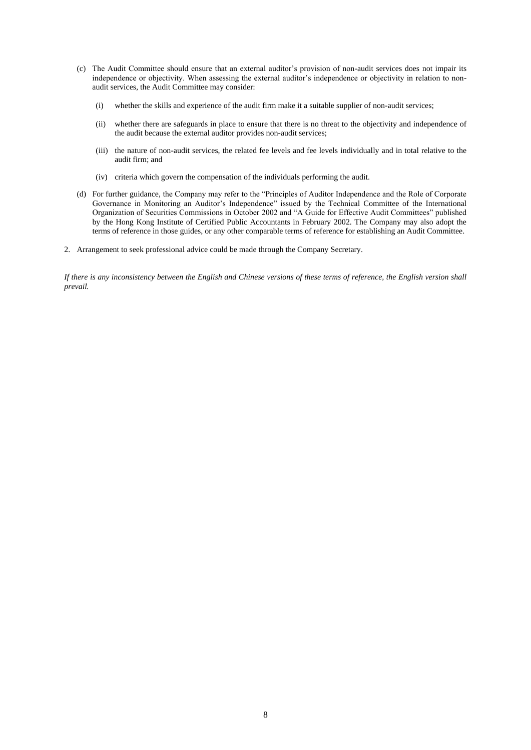(c) The Audit Committee should ensure that an external auditor's provision of non-audit services does not impair its independence or objectivity. When assessing the external auditor's independence or objectivity in relation to non-audit services, the Audit Committee may consider:

   (i) whether the skills and experience of the audit firm make it a suitable supplier of non-audit services;

   (ii) whether there are safeguards in place to ensure that there is no threat to the objectivity and independence of the audit because the external auditor provides non-audit services;

   (iii) the nature of non-audit services, the related fee levels and fee levels individually and in total relative to the audit firm; and

   (iv) criteria which govern the compensation of the individuals performing the audit.

(d) For further guidance, the Company may refer to the "Principles of Auditor Independence and the Role of Corporate Governance in Monitoring an Auditor's Independence" issued by the Technical Committee of the International Organization of Securities Commissions in October 2002 and "A Guide for Effective Audit Committees" published by the Hong Kong Institute of Certified Public Accountants in February 2002. The Company may also adopt the terms of reference in those guides, or any other comparable terms of reference for establishing an Audit Committee.

2. Arrangement to seek professional advice could be made through the Company Secretary.

*If there is any inconsistency between the English and Chinese versions of these terms of reference, the English version shall prevail.*